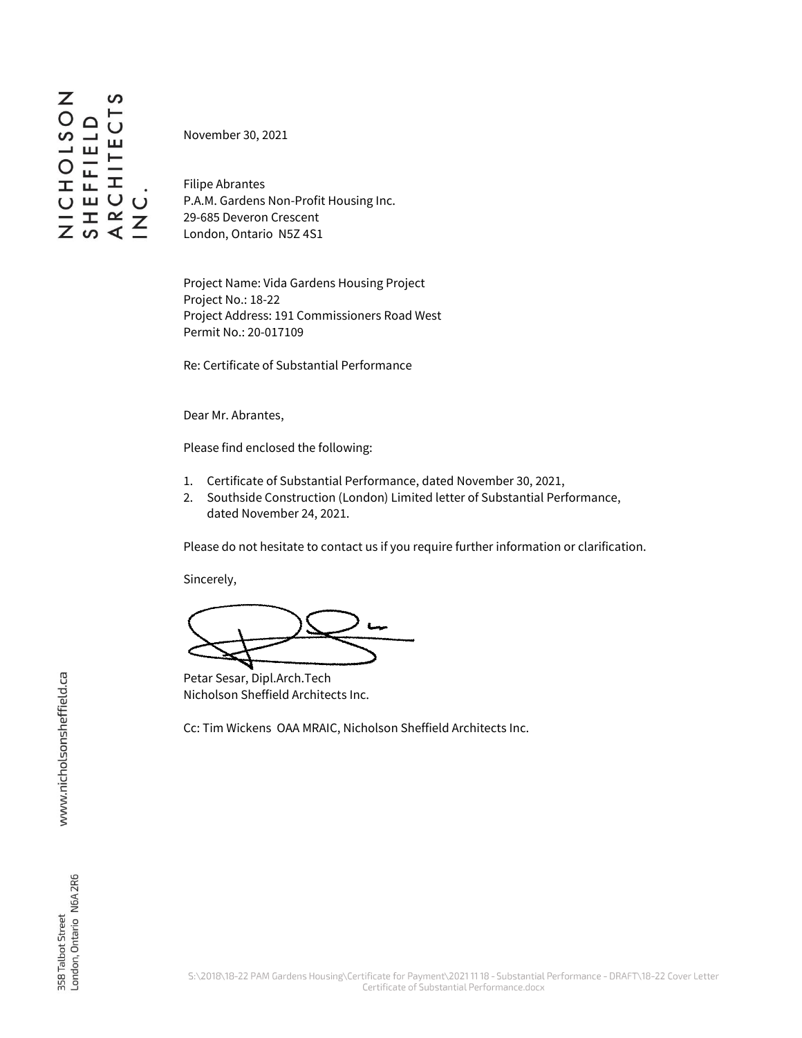NICHOLSON SHEFFIELD ARCHITECTS INC.

November 30, 2021

Filipe Abrantes
P.A.M. Gardens Non-Profit Housing Inc.
29-685 Deveron Crescent
London, Ontario N5Z 4S1

Project Name: Vida Gardens Housing Project
Project No.: 18-22
Project Address: 191 Commissioners Road West
Permit No.: 20-017109

Re: Certificate of Substantial Performance

Dear Mr. Abrantes,

Please find enclosed the following:

1. Certificate of Substantial Performance, dated November 30, 2021,
2. Southside Construction (London) Limited letter of Substantial Performance, dated November 24, 2021.

Please do not hesitate to contact us if you require further information or clarification.

Sincerely,

Petar Sesar, Dipl.Arch.Tech
Nicholson Sheffield Architects Inc.

Cc: Tim Wickens OAA MRAIC, Nicholson Sheffield Architects Inc.

www.nicholsonsheffield.ca

358 Talbot Street
London, Ontario N6A 2R6

S:\2018\18-22 PAM Gardens Housing\Certificate for Payment\2021 11 18 - Substantial Performance - DRAFT\18-22 Cover Letter Certificate of Substantial Performance.docx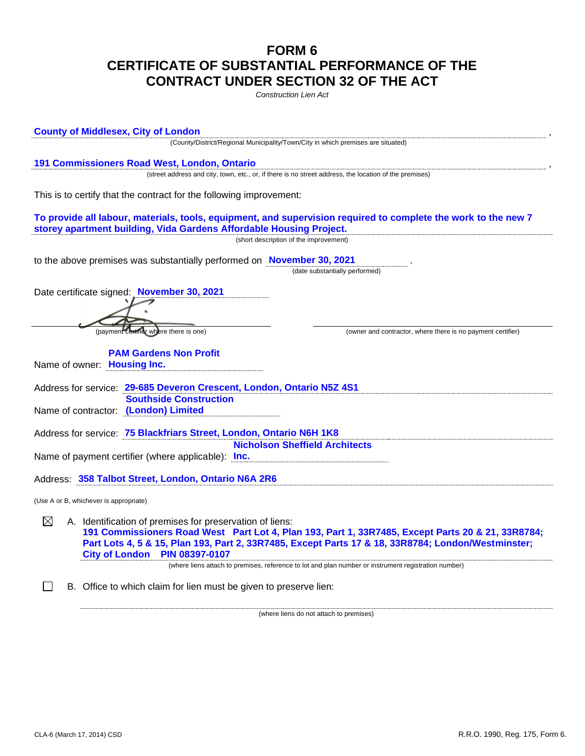# FORM 6
# CERTIFICATE OF SUBSTANTIAL PERFORMANCE OF THE CONTRACT UNDER SECTION 32 OF THE ACT

*Construction Lien Act*

**County of Middlesex, City of London** ,
(County/District/Regional Municipality/Town/City in which premises are situated)

**191 Commissioners Road West, London, Ontario** ,
(street address and city, town, etc., or, if there is no street address, the location of the premises)

This is to certify that the contract for the following improvement:

**To provide all labour, materials, tools, equipment, and supervision required to complete the work to the new 7 storey apartment building, Vida Gardens Affordable Housing Project.**
(short description of the improvement)

to the above premises was substantially performed on **November 30, 2021** .
(date substantially performed)

Date certificate signed: **November 30, 2021**

(payment certifier where there is one) (owner and contractor, where there is no payment certifier)

Name of owner: **PAM Gardens Non Profit Housing Inc.**

Address for service: **29-685 Deveron Crescent, London, Ontario N5Z 4S1**

Name of contractor: **Southside Construction (London) Limited**

Address for service: **75 Blackfriars Street, London, Ontario N6H 1K8**

Name of payment certifier (where applicable): **Nicholson Sheffield Architects Inc.**

Address: **358 Talbot Street, London, Ontario N6A 2R6**

(Use A or B, whichever is appropriate)

☒ A. Identification of premises for preservation of liens:
**191 Commissioners Road West Part Lot 4, Plan 193, Part 1, 33R7485, Except Parts 20 & 21, 33R8784; Part Lots 4, 5 & 15, Plan 193, Part 2, 33R7485, Except Parts 17 & 18, 33R8784; London/Westminster; City of London PIN 08397-0107**
(where liens attach to premises, reference to lot and plan number or instrument registration number)

☐ B. Office to which claim for lien must be given to preserve lien:

(where liens do not attach to premises)

CLA-6 (March 17, 2014) CSD R.R.O. 1990, Reg. 175, Form 6.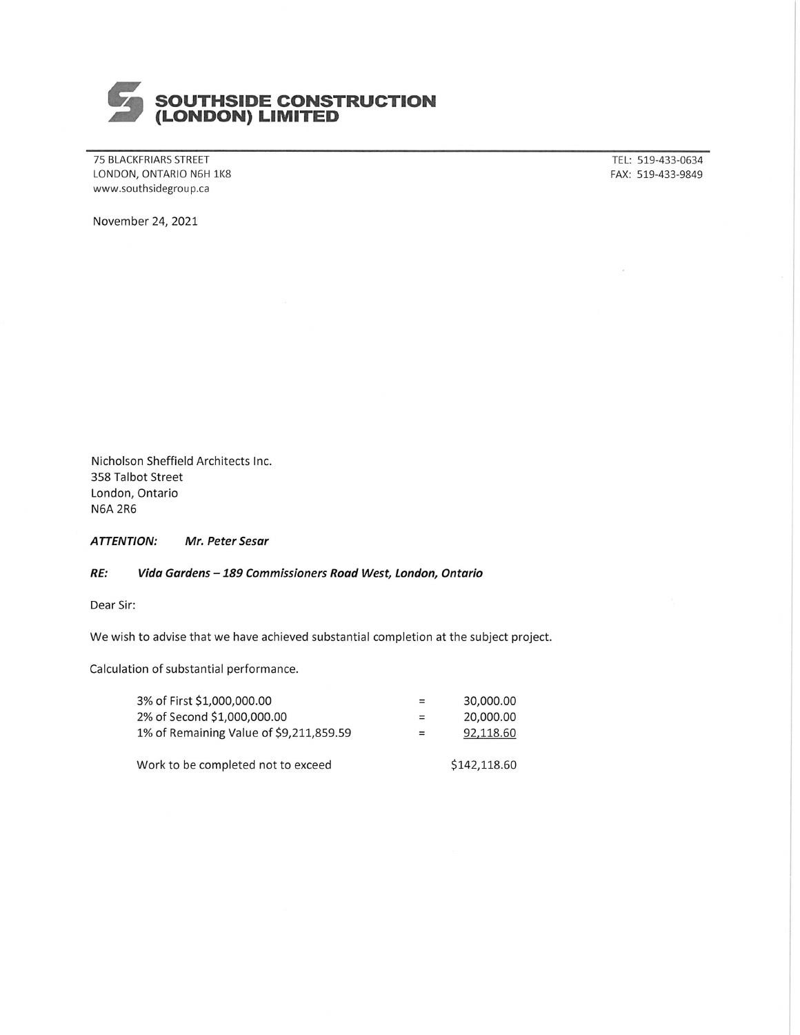# SOUTHSIDE CONSTRUCTION (LONDON) LIMITED

75 BLACKFRIARS STREET
LONDON, ONTARIO N6H 1K8
www.southsidegroup.ca

TEL: 519-433-0634
FAX: 519-433-9849

November 24, 2021

Nicholson Sheffield Architects Inc.
358 Talbot Street
London, Ontario
N6A 2R6

***ATTENTION:*** ***Mr. Peter Sesar***

***RE:*** ***Vida Gardens – 189 Commissioners Road West, London, Ontario***

Dear Sir:

We wish to advise that we have achieved substantial completion at the subject project.

Calculation of substantial performance.

| | | |
|---|---|---|
| 3% of First $1,000,000.00 | = | 30,000.00 |
| 2% of Second $1,000,000.00 | = | 20,000.00 |
| 1% of Remaining Value of $9,211,859.59 | = | 92,118.60 |
| Work to be completed not to exceed | | $142,118.60 |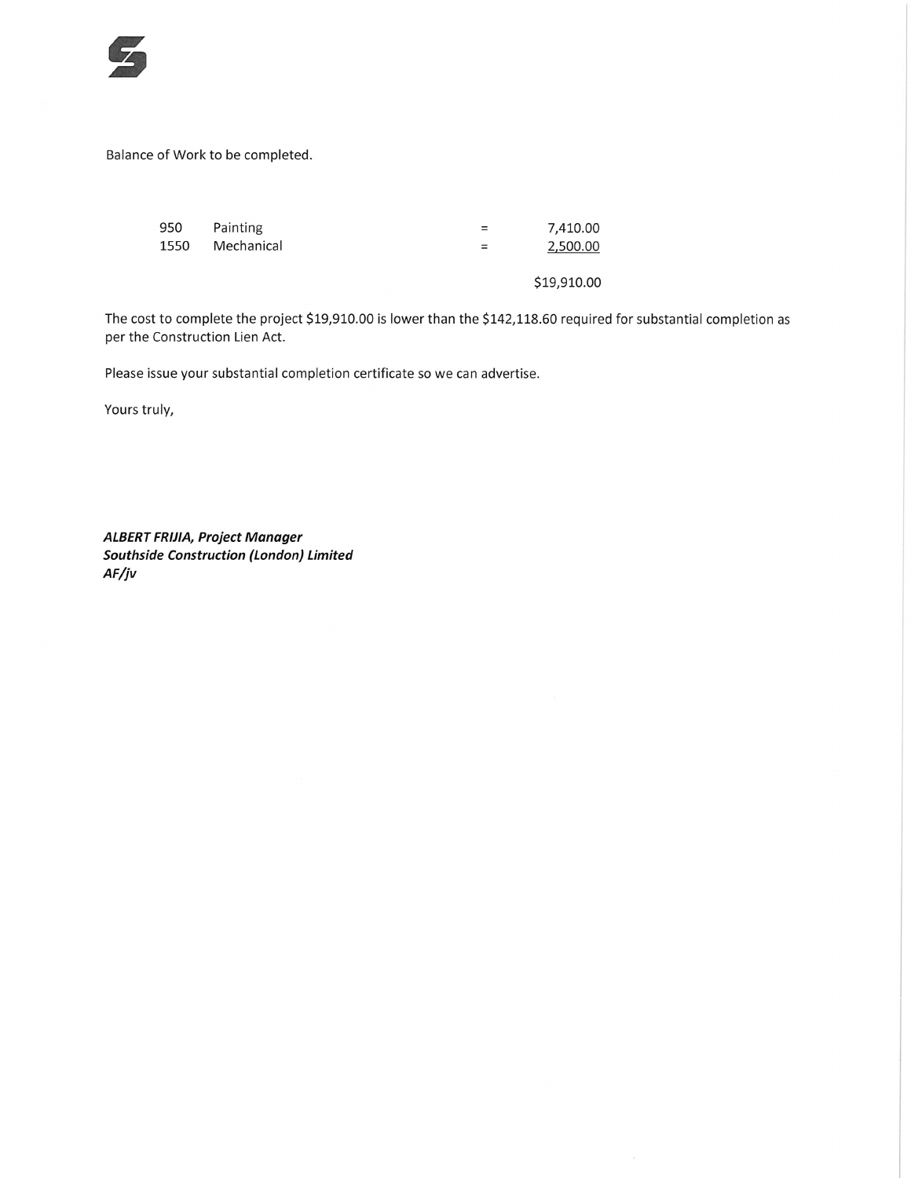Balance of Work to be completed.

| | | | |
|---|---|---|---|
| 950 | Painting | = | 7,410.00 |
| 1550 | Mechanical | = | 2,500.00 |
| | | | $19,910.00 |

The cost to complete the project $19,910.00 is lower than the $142,118.60 required for substantial completion as per the Construction Lien Act.

Please issue your substantial completion certificate so we can advertise.

Yours truly,

***ALBERT FRIJIA, Project Manager***
***Southside Construction (London) Limited***
***AF/jv***